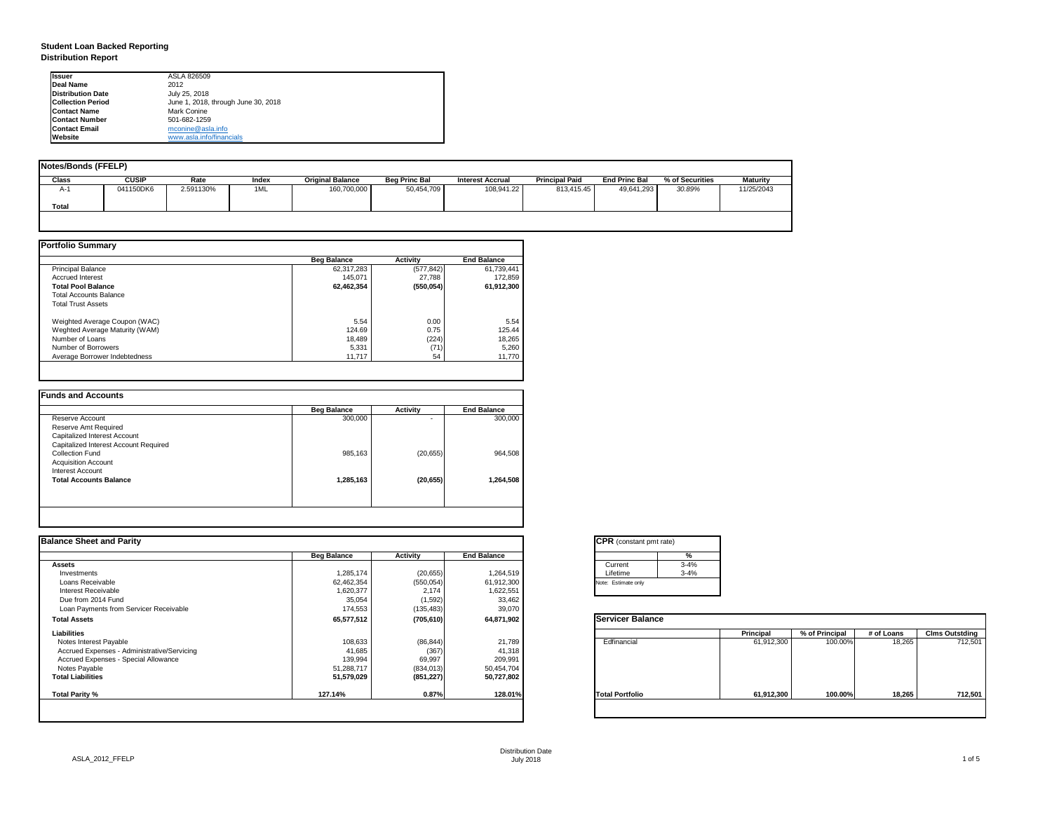# Student Loan Backed Reporting
## Distribution Report

| | |
|---|---|
| **Issuer** | ASLA 826509 |
| **Deal Name** | 2012 |
| **Distribution Date** | July 25, 2018 |
| **Collection Period** | June 1, 2018, through June 30, 2018 |
| **Contact Name** | Mark Conine |
| **Contact Number** | 501-682-1259 |
| **Contact Email** | mconine@asla.info |
| **Website** | www.asla.info/financials |

### Notes/Bonds (FFELP)

| Class | CUSIP | Rate | Index | Original Balance | Beg Princ Bal | Interest Accrual | Principal Paid | End Princ Bal | % of Securities | Maturity |
|---|---|---|---|---|---|---|---|---|---|---|
| A-1 | 041150DK6 | 2.591130% | 1ML | 160,700,000 | 50,454,709 | 108,941.22 | 813,415.45 | 49,641,293 | 30.89% | 11/25/2043 |
| **Total** | | | | | | | | | | |

### Portfolio Summary

| | Beg Balance | Activity | End Balance |
|---|---|---|---|
| Principal Balance | 62,317,283 | (577,842) | 61,739,441 |
| Accrued Interest | 145,071 | 27,788 | 172,859 |
| **Total Pool Balance** | **62,462,354** | **(550,054)** | **61,912,300** |
| Total Accounts Balance | | | |
| Total Trust Assets | | | |
| Weighted Average Coupon (WAC) | 5.54 | 0.00 | 5.54 |
| Weghted Average Maturity (WAM) | 124.69 | 0.75 | 125.44 |
| Number of Loans | 18,489 | (224) | 18,265 |
| Number of Borrowers | 5,331 | (71) | 5,260 |
| Average Borrower Indebtedness | 11,717 | 54 | 11,770 |

### Funds and Accounts

| | Beg Balance | Activity | End Balance |
|---|---|---|---|
| Reserve Account | 300,000 | - | 300,000 |
| Reserve Amt Required | | | |
| Capitalized Interest Account | | | |
| Capitalized Interest Account Required | | | |
| Collection Fund | 985,163 | (20,655) | 964,508 |
| Acquisition Account | | | |
| Interest Account | | | |
| **Total Accounts Balance** | **1,285,163** | **(20,655)** | **1,264,508** |

### Balance Sheet and Parity

| | Beg Balance | Activity | End Balance |
|---|---|---|---|
| **Assets** | | | |
| Investments | 1,285,174 | (20,655) | 1,264,519 |
| Loans Receivable | 62,462,354 | (550,054) | 61,912,300 |
| Interest Receivable | 1,620,377 | 2,174 | 1,622,551 |
| Due from 2014 Fund | 35,054 | (1,592) | 33,462 |
| Loan Payments from Servicer Receivable | 174,553 | (135,483) | 39,070 |
| **Total Assets** | **65,577,512** | **(705,610)** | **64,871,902** |
| **Liabilities** | | | |
| Notes Interest Payable | 108,633 | (86,844) | 21,789 |
| Accrued Expenses - Administrative/Servicing | 41,685 | (367) | 41,318 |
| Accrued Expenses - Special Allowance | 139,994 | 69,997 | 209,991 |
| Notes Payable | 51,288,717 | (834,013) | 50,454,704 |
| **Total Liabilities** | **51,579,029** | **(851,227)** | **50,727,802** |
| **Total Parity %** | **127.14%** | **0.87%** | **128.01%** |

### CPR (constant pmt rate)

| | % |
|---|---|
| Current | 3-4% |
| Lifetime | 3-4% |

Note: Estimate only

### Servicer Balance

| | Principal | % of Principal | # of Loans | Clms Outstding |
|---|---|---|---|---|
| Edfinancial | 61,912,300 | 100.00% | 18,265 | 712,501 |
| **Total Portfolio** | **61,912,300** | **100.00%** | **18,265** | **712,501** |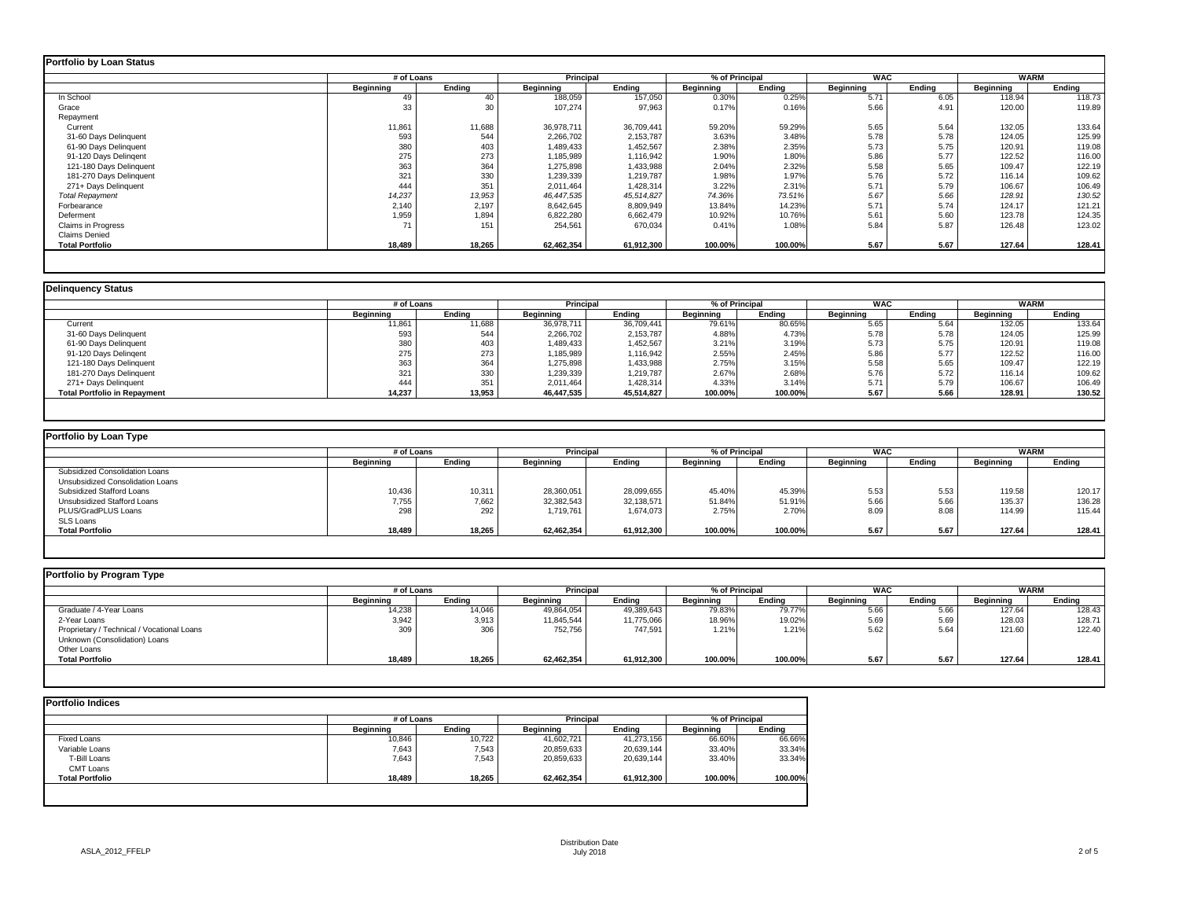## Portfolio by Loan Status

| | # of Loans | | Principal | | % of Principal | | WAC | | WARM | |
|---|---|---|---|---|---|---|---|---|---|---|
| | Beginning | Ending | Beginning | Ending | Beginning | Ending | Beginning | Ending | Beginning | Ending |
| In School | 49 | 40 | 188,059 | 157,050 | 0.30% | 0.25% | 5.71 | 6.05 | 118.94 | 118.73 |
| Grace | 33 | 30 | 107,274 | 97,963 | 0.17% | 0.16% | 5.66 | 4.91 | 120.00 | 119.89 |
| Repayment | | | | | | | | | | |
| Current | 11,861 | 11,688 | 36,978,711 | 36,709,441 | 59.20% | 59.29% | 5.65 | 5.64 | 132.05 | 133.64 |
| 31-60 Days Delinquent | 593 | 544 | 2,266,702 | 2,153,787 | 3.63% | 3.48% | 5.78 | 5.78 | 124.05 | 125.99 |
| 61-90 Days Delinquent | 380 | 403 | 1,489,433 | 1,452,567 | 2.38% | 2.35% | 5.73 | 5.75 | 120.91 | 119.08 |
| 91-120 Days Delingent | 275 | 273 | 1,185,989 | 1,116,942 | 1.90% | 1.80% | 5.86 | 5.77 | 122.52 | 116.00 |
| 121-180 Days Delinquent | 363 | 364 | 1,275,898 | 1,433,988 | 2.04% | 2.32% | 5.58 | 5.65 | 109.47 | 122.19 |
| 181-270 Days Delinquent | 321 | 330 | 1,239,339 | 1,219,787 | 1.98% | 1.97% | 5.76 | 5.72 | 116.14 | 109.62 |
| 271+ Days Delinquent | 444 | 351 | 2,011,464 | 1,428,314 | 3.22% | 2.31% | 5.71 | 5.79 | 106.67 | 106.49 |
| *Total Repayment* | *14,237* | *13,953* | *46,447,535* | *45,514,827* | *74.36%* | *73.51%* | *5.67* | *5.66* | *128.91* | *130.52* |
| Forbearance | 2,140 | 2,197 | 8,642,645 | 8,809,949 | 13.84% | 14.23% | 5.71 | 5.74 | 124.17 | 121.21 |
| Deferment | 1,959 | 1,894 | 6,822,280 | 6,662,479 | 10.92% | 10.76% | 5.61 | 5.60 | 123.78 | 124.35 |
| Claims in Progress | 71 | 151 | 254,561 | 670,034 | 0.41% | 1.08% | 5.84 | 5.87 | 126.48 | 123.02 |
| Claims Denied | | | | | | | | | | |
| **Total Portfolio** | **18,489** | **18,265** | **62,462,354** | **61,912,300** | **100.00%** | **100.00%** | **5.67** | **5.67** | **127.64** | **128.41** |

## Delinquency Status

| | # of Loans | | Principal | | % of Principal | | WAC | | WARM | |
|---|---|---|---|---|---|---|---|---|---|---|
| | Beginning | Ending | Beginning | Ending | Beginning | Ending | Beginning | Ending | Beginning | Ending |
| Current | 11,861 | 11,688 | 36,978,711 | 36,709,441 | 79.61% | 80.65% | 5.65 | 5.64 | 132.05 | 133.64 |
| 31-60 Days Delinquent | 593 | 544 | 2,266,702 | 2,153,787 | 4.88% | 4.73% | 5.78 | 5.78 | 124.05 | 125.99 |
| 61-90 Days Delinquent | 380 | 403 | 1,489,433 | 1,452,567 | 3.21% | 3.19% | 5.73 | 5.75 | 120.91 | 119.08 |
| 91-120 Days Delingent | 275 | 273 | 1,185,989 | 1,116,942 | 2.55% | 2.45% | 5.86 | 5.77 | 122.52 | 116.00 |
| 121-180 Days Delinquent | 363 | 364 | 1,275,898 | 1,433,988 | 2.75% | 3.15% | 5.58 | 5.65 | 109.47 | 122.19 |
| 181-270 Days Delinquent | 321 | 330 | 1,239,339 | 1,219,787 | 2.67% | 2.68% | 5.76 | 5.72 | 116.14 | 109.62 |
| 271+ Days Delinquent | 444 | 351 | 2,011,464 | 1,428,314 | 4.33% | 3.14% | 5.71 | 5.79 | 106.67 | 106.49 |
| **Total Portfolio in Repayment** | **14,237** | **13,953** | **46,447,535** | **45,514,827** | **100.00%** | **100.00%** | **5.67** | **5.66** | **128.91** | **130.52** |

## Portfolio by Loan Type

| | # of Loans | | Principal | | % of Principal | | WAC | | WARM | |
|---|---|---|---|---|---|---|---|---|---|---|
| | Beginning | Ending | Beginning | Ending | Beginning | Ending | Beginning | Ending | Beginning | Ending |
| Subsidized Consolidation Loans | | | | | | | | | | |
| Unsubsidized Consolidation Loans | | | | | | | | | | |
| Subsidized Stafford Loans | 10,436 | 10,311 | 28,360,051 | 28,099,655 | 45.40% | 45.39% | 5.53 | 5.53 | 119.58 | 120.17 |
| Unsubsidized Stafford Loans | 7,755 | 7,662 | 32,382,543 | 32,138,571 | 51.84% | 51.91% | 5.66 | 5.66 | 135.37 | 136.28 |
| PLUS/GradPLUS Loans | 298 | 292 | 1,719,761 | 1,674,073 | 2.75% | 2.70% | 8.09 | 8.08 | 114.99 | 115.44 |
| SLS Loans | | | | | | | | | | |
| **Total Portfolio** | **18,489** | **18,265** | **62,462,354** | **61,912,300** | **100.00%** | **100.00%** | **5.67** | **5.67** | **127.64** | **128.41** |

## Portfolio by Program Type

| | # of Loans | | Principal | | % of Principal | | WAC | | WARM | |
|---|---|---|---|---|---|---|---|---|---|---|
| | Beginning | Ending | Beginning | Ending | Beginning | Ending | Beginning | Ending | Beginning | Ending |
| Graduate / 4-Year Loans | 14,238 | 14,046 | 49,864,054 | 49,389,643 | 79.83% | 79.77% | 5.66 | 5.66 | 127.64 | 128.43 |
| 2-Year Loans | 3,942 | 3,913 | 11,845,544 | 11,775,066 | 18.96% | 19.02% | 5.69 | 5.69 | 128.03 | 128.71 |
| Proprietary / Technical / Vocational Loans | 309 | 306 | 752,756 | 747,591 | 1.21% | 1.21% | 5.62 | 5.64 | 121.60 | 122.40 |
| Unknown (Consolidation) Loans | | | | | | | | | | |
| Other Loans | | | | | | | | | | |
| **Total Portfolio** | **18,489** | **18,265** | **62,462,354** | **61,912,300** | **100.00%** | **100.00%** | **5.67** | **5.67** | **127.64** | **128.41** |

## Portfolio Indices

| | # of Loans | | Principal | | % of Principal | |
|---|---|---|---|---|---|---|
| | Beginning | Ending | Beginning | Ending | Beginning | Ending |
| Fixed Loans | 10,846 | 10,722 | 41,602,721 | 41,273,156 | 66.60% | 66.66% |
| Variable Loans | 7,643 | 7,543 | 20,859,633 | 20,639,144 | 33.40% | 33.34% |
| T-Bill Loans | 7,643 | 7,543 | 20,859,633 | 20,639,144 | 33.40% | 33.34% |
| CMT Loans | | | | | | |
| **Total Portfolio** | **18,489** | **18,265** | **62,462,354** | **61,912,300** | **100.00%** | **100.00%** |

Distribution Date
July 2018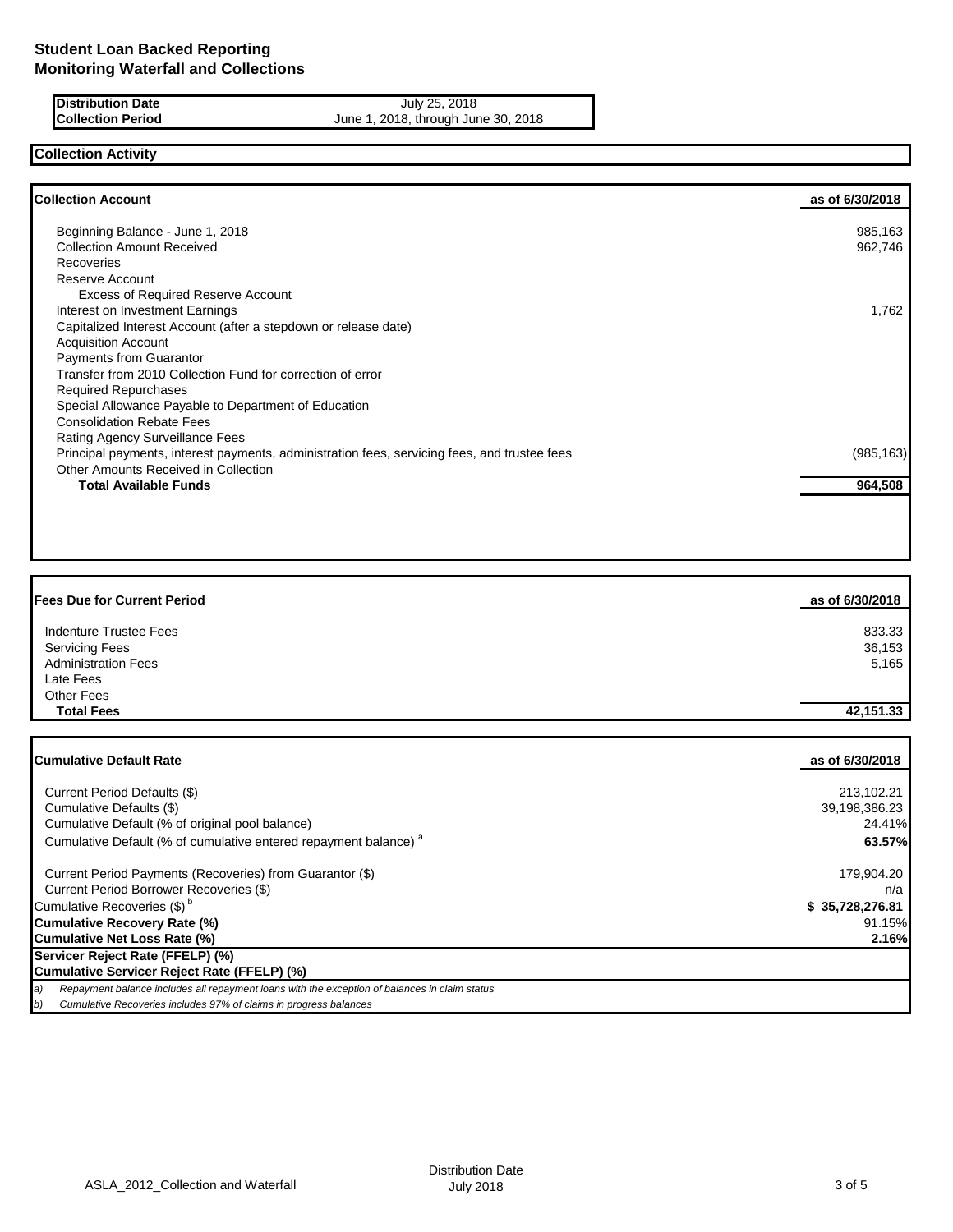# Student Loan Backed Reporting
## Monitoring Waterfall and Collections

| | |
|---|---|
| **Distribution Date** | July 25, 2018 |
| **Collection Period** | June 1, 2018, through June 30, 2018 |

## Collection Activity

| **Collection Account** | **as of 6/30/2018** |
|---|---|
| Beginning Balance - June 1, 2018 | 985,163 |
| Collection Amount Received | 962,746 |
| Recoveries | |
| Reserve Account | |
| Excess of Required Reserve Account | |
| Interest on Investment Earnings | 1,762 |
| Capitalized Interest Account (after a stepdown or release date) | |
| Acquisition Account | |
| Payments from Guarantor | |
| Transfer from 2010 Collection Fund for correction of error | |
| Required Repurchases | |
| Special Allowance Payable to Department of Education | |
| Consolidation Rebate Fees | |
| Rating Agency Surveillance Fees | |
| Principal payments, interest payments, administration fees, servicing fees, and trustee fees | (985,163) |
| Other Amounts Received in Collection | |
| **Total Available Funds** | **964,508** |

| **Fees Due for Current Period** | **as of 6/30/2018** |
|---|---|
| Indenture Trustee Fees | 833.33 |
| Servicing Fees | 36,153 |
| Administration Fees | 5,165 |
| Late Fees | |
| Other Fees | |
| **Total Fees** | **42,151.33** |

| **Cumulative Default Rate** | **as of 6/30/2018** |
|---|---|
| Current Period Defaults ($) | 213,102.21 |
| Cumulative Defaults ($) | 39,198,386.23 |
| Cumulative Default (% of original pool balance) | 24.41% |
| Cumulative Default (% of cumulative entered repayment balance) [a] | **63.57%** |
| Current Period Payments (Recoveries) from Guarantor ($) | 179,904.20 |
| Current Period Borrower Recoveries ($) | n/a |
| Cumulative Recoveries ($) [b] | **$ 35,728,276.81** |
| **Cumulative Recovery Rate (%)** | 91.15% |
| **Cumulative Net Loss Rate (%)** | **2.16%** |
| **Servicer Reject Rate (FFELP) (%)** | |
| **Cumulative Servicer Reject Rate (FFELP) (%)** | |

*a) Repayment balance includes all repayment loans with the exception of balances in claim status*

*b) Cumulative Recoveries includes 97% of claims in progress balances*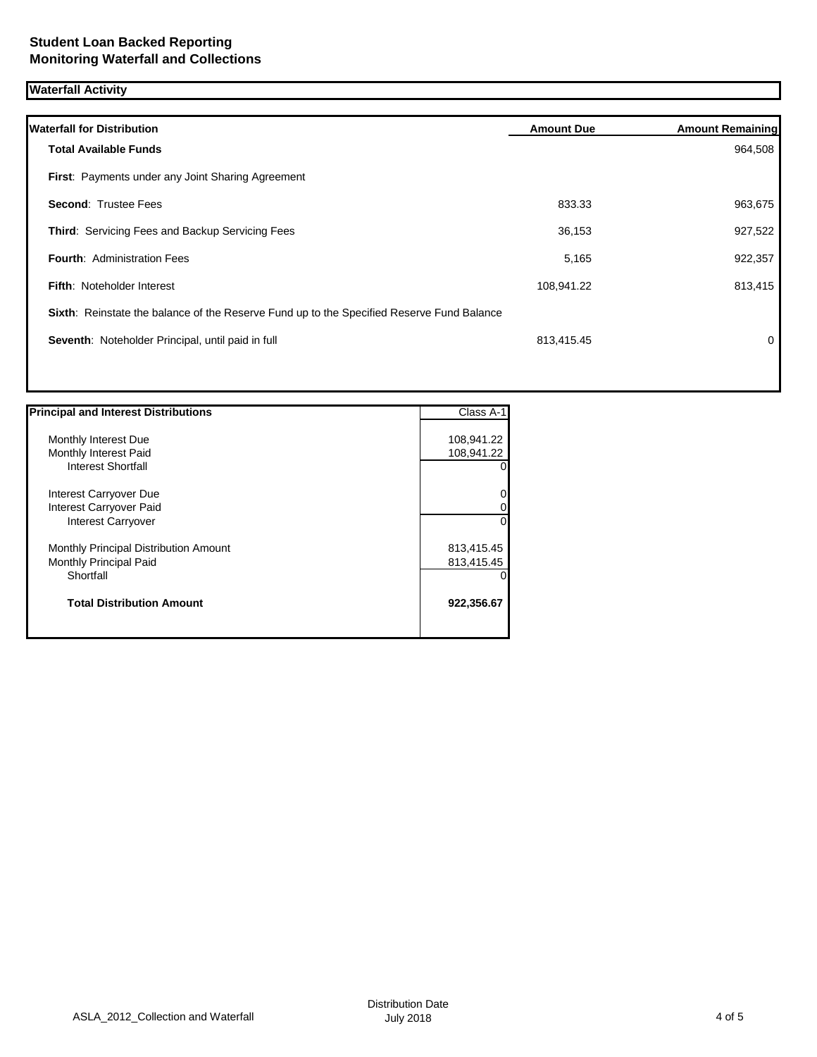## Student Loan Backed Reporting
## Monitoring Waterfall and Collections

### Waterfall Activity

| Waterfall for Distribution | Amount Due | Amount Remaining |
|---|---|---|
| **Total Available Funds** | | 964,508 |
| **First**: Payments under any Joint Sharing Agreement | | |
| **Second**: Trustee Fees | 833.33 | 963,675 |
| **Third**: Servicing Fees and Backup Servicing Fees | 36,153 | 927,522 |
| **Fourth**: Administration Fees | 5,165 | 922,357 |
| **Fifth**: Noteholder Interest | 108,941.22 | 813,415 |
| **Sixth**: Reinstate the balance of the Reserve Fund up to the Specified Reserve Fund Balance | | |
| **Seventh**: Noteholder Principal, until paid in full | 813,415.45 | 0 |

| Principal and Interest Distributions | Class A-1 |
|---|---|
| Monthly Interest Due | 108,941.22 |
| Monthly Interest Paid | 108,941.22 |
| Interest Shortfall | 0 |
| Interest Carryover Due | 0 |
| Interest Carryover Paid | 0 |
| Interest Carryover | 0 |
| Monthly Principal Distribution Amount | 813,415.45 |
| Monthly Principal Paid | 813,415.45 |
| Shortfall | 0 |
| **Total Distribution Amount** | **922,356.67** |

ASLA_2012_Collection and Waterfall

Distribution Date
July 2018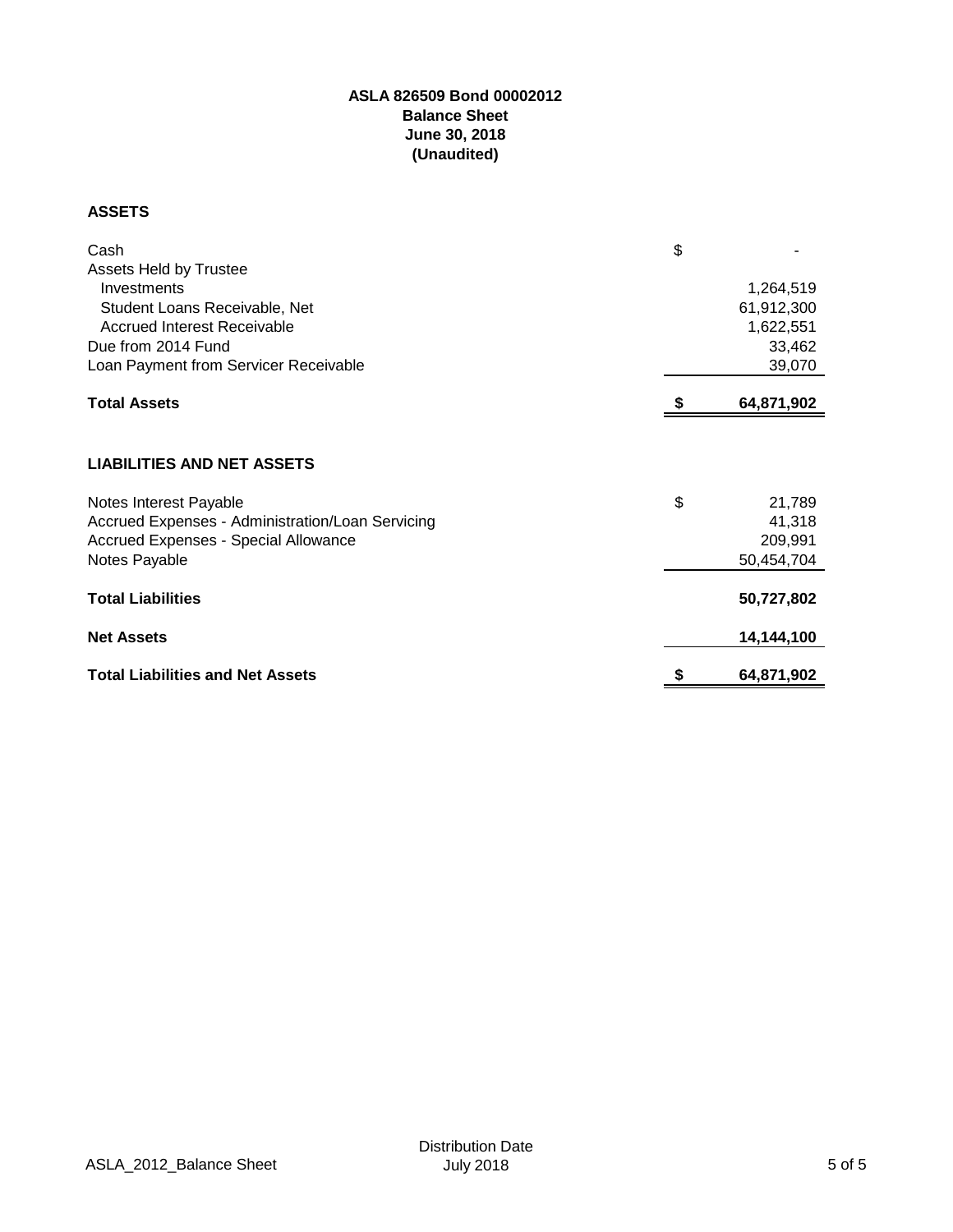**ASLA 826509 Bond 00002012**
**Balance Sheet**
**June 30, 2018**
**(Unaudited)**

## ASSETS

| | | |
|---|---|---|
| Cash | $ | - |
| Assets Held by Trustee | | |
| Investments | | 1,264,519 |
| Student Loans Receivable, Net | | 61,912,300 |
| Accrued Interest Receivable | | 1,622,551 |
| Due from 2014 Fund | | 33,462 |
| Loan Payment from Servicer Receivable | | 39,070 |
| **Total Assets** | **$** | **64,871,902** |

## LIABILITIES AND NET ASSETS

| | | |
|---|---|---|
| Notes Interest Payable | $ | 21,789 |
| Accrued Expenses - Administration/Loan Servicing | | 41,318 |
| Accrued Expenses - Special Allowance | | 209,991 |
| Notes Payable | | 50,454,704 |
| **Total Liabilities** | | **50,727,802** |
| **Net Assets** | | **14,144,100** |
| **Total Liabilities and Net Assets** | **$** | **64,871,902** |

ASLA_2012_Balance Sheet

Distribution Date
July 2018